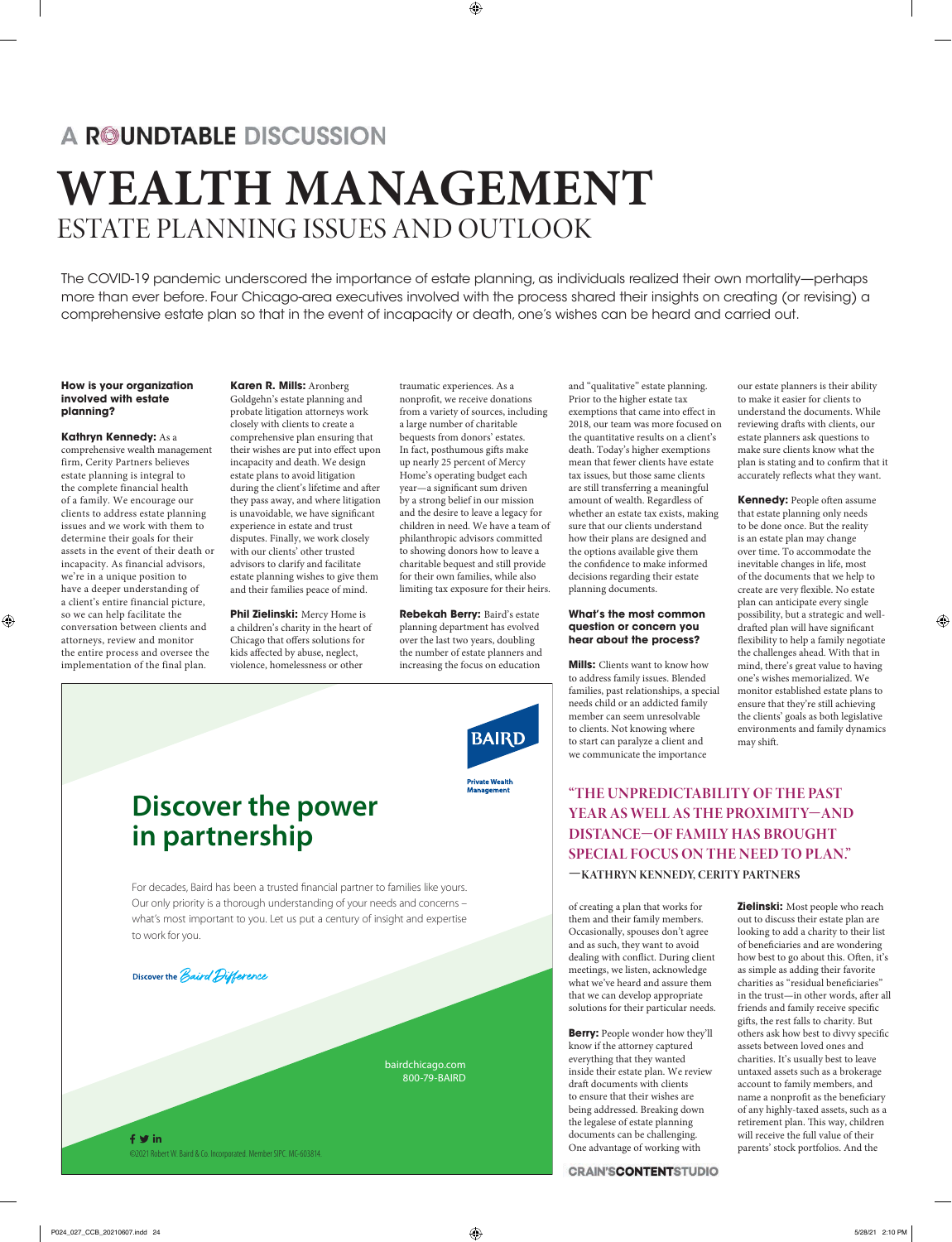A ROUNDTABLE DISCUSSION

# WEALTH MANAGEMENT

## ESTATE PLANNING ISSUES AND OUTLOOK

The COVID-19 pandemic underscored the importance of estate planning, as individuals realized their own mortality—perhaps more than ever before. Four Chicago-area executives involved with the process shared their insights on creating (or revising) a comprehensive estate plan so that in the event of incapacity or death, one's wishes can be heard and carried out.

**How is your organization involved with estate planning?**

**Kathryn Kennedy:** As a comprehensive wealth management firm, Cerity Partners believes estate planning is integral to the complete financial health of a family. We encourage our clients to address estate planning issues and we work with them to determine their goals for their assets in the event of their death or incapacity. As financial advisors, we're in a unique position to have a deeper understanding of a client's entire financial picture, so we can help facilitate the conversation between clients and attorneys, review and monitor the entire process and oversee the implementation of the final plan.

**Karen R. Mills:** Aronberg Goldgehn's estate planning and probate litigation attorneys work closely with clients to create a comprehensive plan ensuring that their wishes are put into effect upon incapacity and death. We design estate plans to avoid litigation during the client's lifetime and after they pass away, and where litigation is unavoidable, we have significant experience in estate and trust disputes. Finally, we work closely with our clients' other trusted advisors to clarify and facilitate estate planning wishes to give them and their families peace of mind.

**Phil Zielinski:** Mercy Home is a children's charity in the heart of Chicago that offers solutions for kids affected by abuse, neglect, violence, homelessness or other traumatic experiences. As a nonprofit, we receive donations from a variety of sources, including a large number of charitable bequests from donors' estates. In fact, posthumous gifts make up nearly 25 percent of Mercy Home's operating budget each year—a significant sum driven by a strong belief in our mission and the desire to leave a legacy for children in need. We have a team of philanthropic advisors committed to showing donors how to leave a charitable bequest and still provide for their own families, while also limiting tax exposure for their heirs.

**Rebekah Berry:** Baird's estate planning department has evolved over the last two years, doubling the number of estate planners and increasing the focus on education and "qualitative" estate planning. Prior to the higher estate tax exemptions that came into effect in 2018, our team was more focused on the quantitative results on a client's death. Today's higher exemptions mean that fewer clients have estate tax issues, but those same clients are still transferring a meaningful amount of wealth. Regardless of whether an estate tax exists, making sure that our clients understand how their plans are designed and the options available give them the confidence to make informed decisions regarding their estate planning documents.

**What's the most common question or concern you hear about the process?**

**Mills:** Clients want to know how to address family issues. Blended families, past relationships, a special needs child or an addicted family member can seem unresolvable to clients. Not knowing where to start can paralyze a client and we communicate the importance of creating a plan that works for them and their family members. Occasionally, spouses don't agree and as such, they want to avoid dealing with conflict. During client meetings, we listen, acknowledge what we've heard and assure them that we can develop appropriate solutions for their particular needs.

**Berry:** People wonder how they'll know if the attorney captured everything that they wanted inside their estate plan. We review draft documents with clients to ensure that their wishes are being addressed. Breaking down the legalese of estate planning documents can be challenging. One advantage of working with our estate planners is their ability to make it easier for clients to understand the documents. While reviewing drafts with clients, our estate planners ask questions to make sure clients know what the plan is stating and to confirm that it accurately reflects what they want.

**Kennedy:** People often assume that estate planning only needs to be done once. But the reality is an estate plan may change over time. To accommodate the inevitable changes in life, most of the documents that we help to create are very flexible. No estate plan can anticipate every single possibility, but a strategic and well-drafted plan will have significant flexibility to help a family negotiate the challenges ahead. With that in mind, there's great value to having one's wishes memorialized. We monitor established estate plans to ensure that they're still achieving the clients' goals as both legislative environments and family dynamics may shift.

> "THE UNPREDICTABILITY OF THE PAST YEAR AS WELL AS THE PROXIMITY—AND DISTANCE—OF FAMILY HAS BROUGHT SPECIAL FOCUS ON THE NEED TO PLAN."
> —KATHRYN KENNEDY, CERITY PARTNERS

**Zielinski:** Most people who reach out to discuss their estate plan are looking to add a charity to their list of beneficiaries and are wondering how best to go about this. Often, it's as simple as adding their favorite charities as "residual beneficiaries" in the trust—in other words, after all friends and family receive specific gifts, the rest falls to charity. But others ask how best to divvy specific assets between loved ones and charities. It's usually best to leave untaxed assets such as a brokerage account to family members, and name a nonprofit as the beneficiary of any highly-taxed assets, such as a retirement plan. This way, children will receive the full value of their parents' stock portfolios. And the

---

BAIRD
Private Wealth Management

**Discover the power in partnership**

For decades, Baird has been a trusted financial partner to families like yours. Our only priority is a thorough understanding of your needs and concerns – what's most important to you. Let us put a century of insight and expertise to work for you.

Discover the Baird Difference

bairdchicago.com
800-79-BAIRD

©2021 Robert W. Baird & Co. Incorporated. Member SIPC. MC-603814.

CRAIN'S CONTENT STUDIO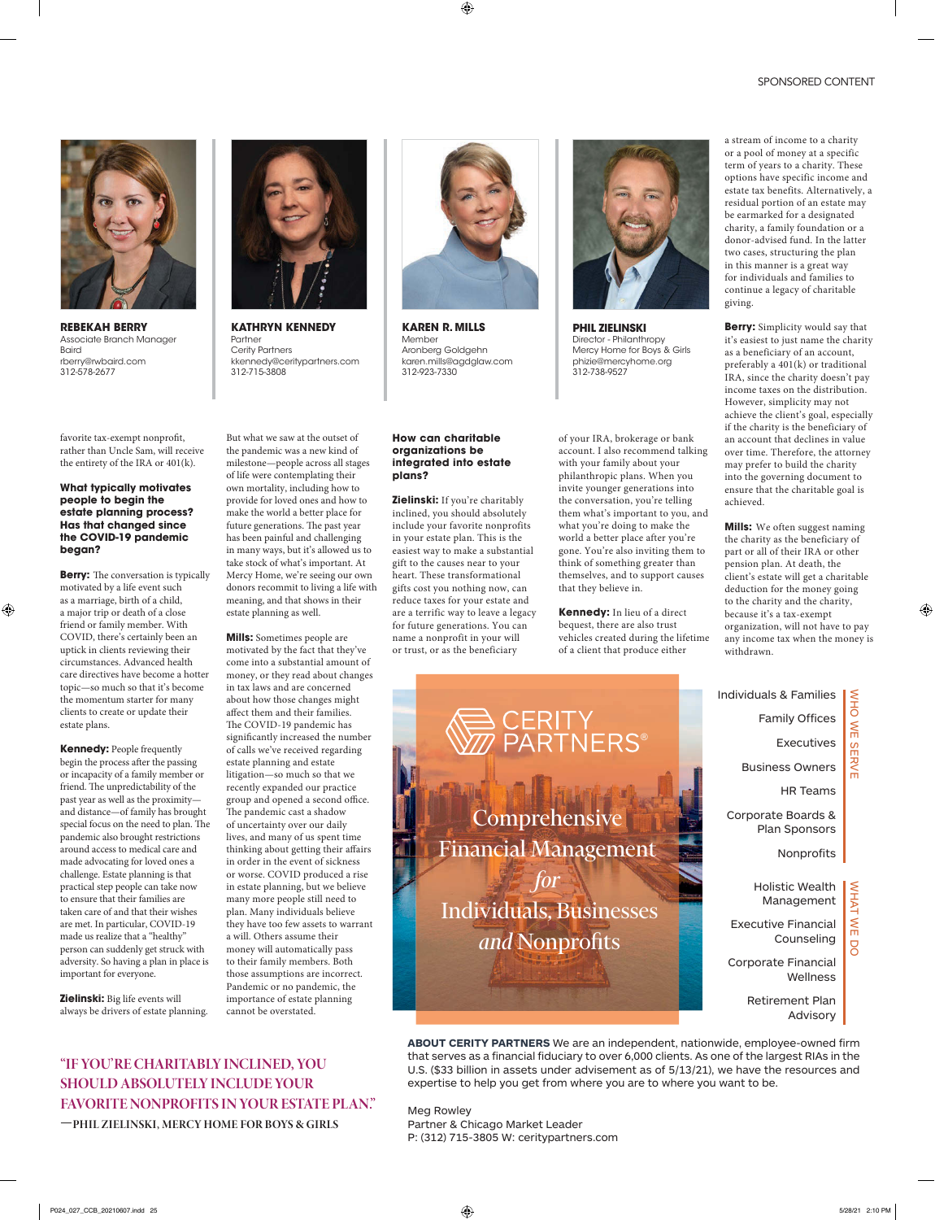SPONSORED CONTENT

**REBEKAH BERRY**
Associate Branch Manager
Baird
rberry@rwbaird.com
312-578-2677

**KATHRYN KENNEDY**
Partner
Cerity Partners
kkennedy@ceritypartners.com
312-715-3808

**KAREN R. MILLS**
Member
Aronberg Goldgehn
karen.mills@agdglaw.com
312-923-7330

**PHIL ZIELINSKI**
Director - Philanthropy
Mercy Home for Boys & Girls
phizie@mercyhome.org
312-738-9527

favorite tax-exempt nonprofit, rather than Uncle Sam, will receive the entirety of the IRA or 401(k).

### What typically motivates people to begin the estate planning process? Has that changed since the COVID-19 pandemic began?

**Berry:** The conversation is typically motivated by a life event such as a marriage, birth of a child, a major trip or death of a close friend or family member. With COVID, there's certainly been an uptick in clients reviewing their circumstances. Advanced health care directives have become a hotter topic—so much so that it's become the momentum starter for many clients to create or update their estate plans.

**Kennedy:** People frequently begin the process after the passing or incapacity of a family member or friend. The unpredictability of the past year as well as the proximity—and distance—of family has brought special focus on the need to plan. The pandemic also brought restrictions around access to medical care and made advocating for loved ones a challenge. Estate planning is that practical step people can take now to ensure that their families are taken care of and that their wishes are met. In particular, COVID-19 made us realize that a "healthy" person can suddenly get struck with adversity. So having a plan in place is important for everyone.

**Zielinski:** Big life events will always be drivers of estate planning. But what we saw at the outset of the pandemic was a new kind of milestone—people across all stages of life were contemplating their own mortality, including how to provide for loved ones and how to make the world a better place for future generations. The past year has been painful and challenging in many ways, but it's allowed us to take stock of what's important. At Mercy Home, we're seeing our own donors recommit to living a life with meaning, and that shows in their estate planning as well.

**Mills:** Sometimes people are motivated by the fact that they've come into a substantial amount of money, or they read about changes in tax laws and are concerned about how those changes might affect them and their families. The COVID-19 pandemic has significantly increased the number of calls we've received regarding estate planning and estate litigation—so much so that we recently expanded our practice group and opened a second office. The pandemic cast a shadow of uncertainty over our daily lives, and many of us spent time thinking about getting their affairs in order in the event of sickness or worse. COVID produced a rise in estate planning, but we believe many more people still need to plan. Many individuals believe they have too few assets to warrant a will. Others assume their money will automatically pass to their family members. Both those assumptions are incorrect. Pandemic or no pandemic, the importance of estate planning cannot be overstated.

### How can charitable organizations be integrated into estate plans?

**Zielinski:** If you're charitably inclined, you should absolutely include your favorite nonprofits in your estate plan. This is the easiest way to make a substantial gift to the causes near to your heart. These transformational gifts cost you nothing now, can reduce taxes for your estate and are a terrific way to leave a legacy for future generations. You can name a nonprofit in your will or trust, or as the beneficiary of your IRA, brokerage or bank account. I also recommend talking with your family about your philanthropic plans. When you invite younger generations into the conversation, you're telling them what's important to you, and what you're doing to make the world a better place after you're gone. You're also inviting them to think of something greater than themselves, and to support causes that they believe in.

**Kennedy:** In lieu of a direct bequest, there are also trust vehicles created during the lifetime of a client that produce either a stream of income to a charity or a pool of money at a specific term of years to a charity. These options have specific income and estate tax benefits. Alternatively, a residual portion of an estate may be earmarked for a designated charity, a family foundation or a donor-advised fund. In the latter two cases, structuring the plan in this manner is a great way for individuals and families to continue a legacy of charitable giving.

**Berry:** Simplicity would say that it's easiest to just name the charity as a beneficiary of an account, preferably a 401(k) or traditional IRA, since the charity doesn't pay income taxes on the distribution. However, simplicity may not achieve the client's goal, especially if the charity is the beneficiary of an account that declines in value over time. Therefore, the attorney may prefer to build the charity into the governing document to ensure that the charitable goal is achieved.

**Mills:** We often suggest naming the charity as the beneficiary of part or all of their IRA or other pension plan. At death, the client's estate will get a charitable deduction for the money going to the charity and the charity, because it's a tax-exempt organization, will not have to pay any income tax when the money is withdrawn.

**"IF YOU'RE CHARITABLY INCLINED, YOU SHOULD ABSOLUTELY INCLUDE YOUR FAVORITE NONPROFITS IN YOUR ESTATE PLAN."**
—PHIL ZIELINSKI, MERCY HOME FOR BOYS & GIRLS

CERITY PARTNERS®

Comprehensive Financial Management *for* Individuals, Businesses *and* Nonprofits

WHO WE SERVE
- Individuals & Families
- Family Offices
- Executives
- Business Owners
- HR Teams
- Corporate Boards & Plan Sponsors
- Nonprofits

WHAT WE DO
- Holistic Wealth Management
- Executive Financial Counseling
- Corporate Financial Wellness
- Retirement Plan Advisory

**ABOUT CERITY PARTNERS** We are an independent, nationwide, employee-owned firm that serves as a financial fiduciary to over 6,000 clients. As one of the largest RIAs in the U.S. ($33 billion in assets under advisement as of 5/13/21), we have the resources and expertise to help you get from where you are to where you want to be.

Meg Rowley
Partner & Chicago Market Leader
P: (312) 715-3805 W: ceritypartners.com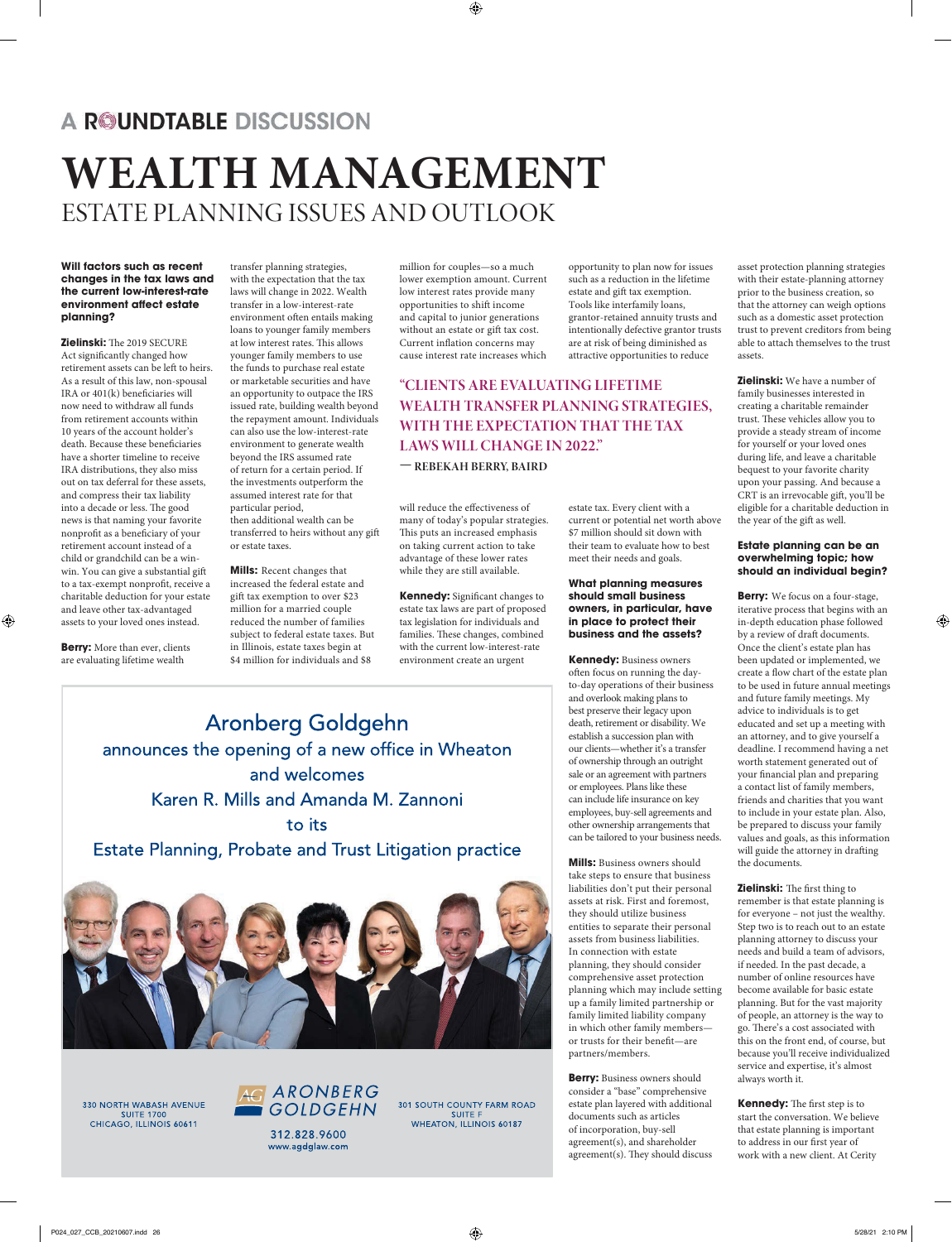A ROUNDTABLE DISCUSSION

# WEALTH MANAGEMENT

## ESTATE PLANNING ISSUES AND OUTLOOK

**Will factors such as recent changes in the tax laws and the current low-interest-rate environment affect estate planning?**

**Zielinski:** The 2019 SECURE Act significantly changed how retirement assets can be left to heirs. As a result of this law, non-spousal IRA or 401(k) beneficiaries will now need to withdraw all funds from retirement accounts within 10 years of the account holder's death. Because these beneficiaries have a shorter timeline to receive IRA distributions, they also miss out on tax deferral for these assets, and compress their tax liability into a decade or less. The good news is that naming your favorite nonprofit as a beneficiary of your retirement account instead of a child or grandchild can be a win-win. You can give a substantial gift to a tax-exempt nonprofit, receive a charitable deduction for your estate and leave other tax-advantaged assets to your loved ones instead.

**Berry:** More than ever, clients are evaluating lifetime wealth transfer planning strategies, with the expectation that the tax laws will change in 2022. Wealth transfer in a low-interest-rate environment often entails making loans to younger family members at low interest rates. This allows the funds to purchase real estate or marketable securities and have an opportunity to outpace the IRS issued rate, building wealth beyond the repayment amount. Individuals can also use the low-interest-rate environment to generate wealth beyond the IRS assumed rate of return for a certain period. If the investments outperform the assumed interest rate for that particular period, then additional wealth can be transferred to heirs without any gift or estate taxes.

**Mills:** Recent changes that increased the federal estate and gift tax exemption to over $23 million for a married couple reduced the number of families subject to federal estate taxes. But in Illinois, estate taxes begin at $4 million for individuals and $8 million for couples—so a much lower exemption amount. Current low interest rates provide many opportunities to shift income and capital to junior generations without an estate or gift tax cost. Current inflation concerns may cause interest rate increases which will reduce the effectiveness of many of today's popular strategies. This puts an increased emphasis on taking current action to take advantage of these lower rates while they are still available.

**Kennedy:** Significant changes to estate tax laws are part of proposed tax legislation for individuals and families. These changes, combined with the current low-interest-rate environment create an urgent opportunity to plan now for issues such as a reduction in the lifetime estate and gift tax exemption. Tools like interfamily loans, grantor-retained annuity trusts and intentionally defective grantor trusts are at risk of being diminished as attractive opportunities to reduce estate tax. Every client with a current or potential net worth above $7 million should sit down with their team to evaluate how to best meet their needs and goals.

> "CLIENTS ARE EVALUATING LIFETIME WEALTH TRANSFER PLANNING STRATEGIES, WITH THE EXPECTATION THAT THE TAX LAWS WILL CHANGE IN 2022."
>
> — REBEKAH BERRY, BAIRD

**What planning measures should small business owners, in particular, have in place to protect their business and the assets?**

**Kennedy:** Business owners often focus on running the day-to-day operations of their business and overlook making plans to best preserve their legacy upon death, retirement or disability. We establish a succession plan with our clients—whether it's a transfer of ownership through an outright sale or an agreement with partners or employees. Plans like these can include life insurance on key employees, buy-sell agreements and other ownership arrangements that can be tailored to your business needs.

**Mills:** Business owners should take steps to ensure that business liabilities don't put their personal assets at risk. First and foremost, they should utilize business entities to separate their personal assets from business liabilities. In connection with estate planning, they should consider comprehensive asset protection planning which may include setting up a family limited partnership or family limited liability company in which other family members—or trusts for their benefit—are partners/members.

**Berry:** Business owners should consider a "base" comprehensive estate plan layered with additional documents such as articles of incorporation, buy-sell agreement(s), and shareholder agreement(s). They should discuss asset protection planning strategies with their estate-planning attorney prior to the business creation, so that the attorney can weigh options such as a domestic asset protection trust to prevent creditors from being able to attach themselves to the trust assets.

**Zielinski:** We have a number of family businesses interested in creating a charitable remainder trust. These vehicles allow you to provide a steady stream of income for yourself or your loved ones during life, and leave a charitable bequest to your favorite charity upon your passing. And because a CRT is an irrevocable gift, you'll be eligible for a charitable deduction in the year of the gift as well.

**Estate planning can be an overwhelming topic; how should an individual begin?**

**Berry:** We focus on a four-stage, iterative process that begins with an in-depth education phase followed by a review of draft documents. Once the client's estate plan has been updated or implemented, we create a flow chart of the estate plan to be used in future annual meetings and future family meetings. My advice to individuals is to get educated and set up a meeting with an attorney, and to give yourself a deadline. I recommend having a net worth statement generated out of your financial plan and preparing a contact list of family members, friends and charities that you want to include in your estate plan. Also, be prepared to discuss your family values and goals, as this information will guide the attorney in drafting the documents.

**Zielinski:** The first thing to remember is that estate planning is for everyone – not just the wealthy. Step two is to reach out to an estate planning attorney to discuss your needs and build a team of advisors, if needed. In the past decade, a number of online resources have become available for basic estate planning. But for the vast majority of people, an attorney is the way to go. There's a cost associated with this on the front end, of course, but because you'll receive individualized service and expertise, it's almost always worth it.

**Kennedy:** The first step is to start the conversation. We believe that estate planning is important to address in our first year of work with a new client. At Cerity

---

Aronberg Goldgehn
announces the opening of a new office in Wheaton
and welcomes
Karen R. Mills and Amanda M. Zannoni
to its
Estate Planning, Probate and Trust Litigation practice

330 NORTH WABASH AVENUE
SUITE 1700
CHICAGO, ILLINOIS 60611

AG ARONBERG GOLDGEHN
312.828.9600
www.agdglaw.com

301 SOUTH COUNTY FARM ROAD
SUITE F
WHEATON, ILLINOIS 60187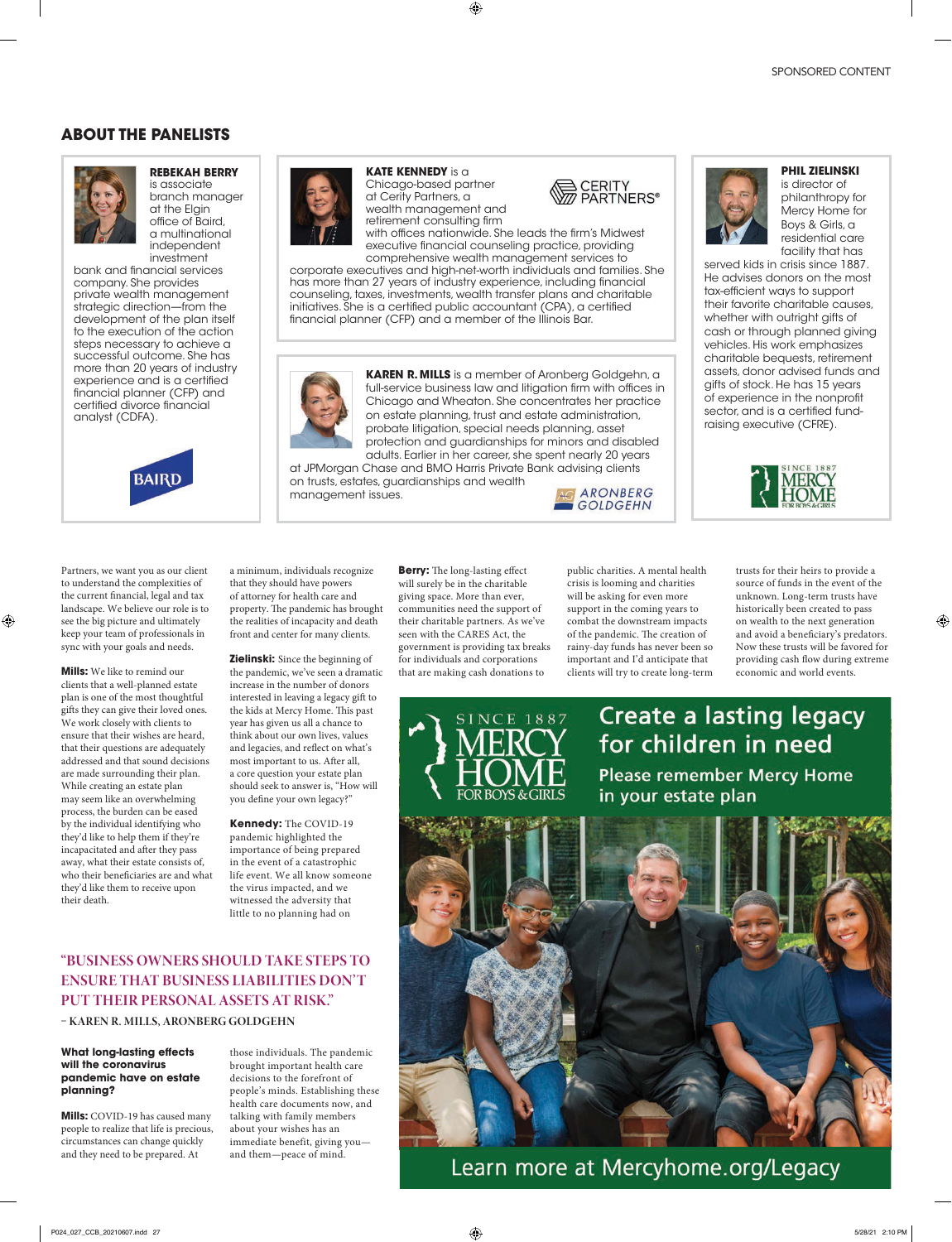SPONSORED CONTENT

## ABOUT THE PANELISTS

**REBEKAH BERRY** is associate branch manager at the Elgin office of Baird, a multinational independent investment bank and financial services company. She provides private wealth management strategic direction—from the development of the plan itself to the execution of the action steps necessary to achieve a successful outcome. She has more than 20 years of industry experience and is a certified financial planner (CFP) and certified divorce financial analyst (CDFA).

BAIRD

**KATE KENNEDY** is a Chicago-based partner at Cerity Partners, a wealth management and retirement consulting firm with offices nationwide. She leads the firm's Midwest executive financial counseling practice, providing comprehensive wealth management services to corporate executives and high-net-worth individuals and families. She has more than 27 years of industry experience, including financial counseling, taxes, investments, wealth transfer plans and charitable initiatives. She is a certified public accountant (CPA), a certified financial planner (CFP) and a member of the Illinois Bar.

CERITY PARTNERS®

**KAREN R. MILLS** is a member of Aronberg Goldgehn, a full-service business law and litigation firm with offices in Chicago and Wheaton. She concentrates her practice on estate planning, trust and estate administration, probate litigation, special needs planning, asset protection and guardianships for minors and disabled adults. Earlier in her career, she spent nearly 20 years at JPMorgan Chase and BMO Harris Private Bank advising clients on trusts, estates, guardianships and wealth management issues.

ARONBERG GOLDGEHN

**PHIL ZIELINSKI** is director of philanthropy for Mercy Home for Boys & Girls, a residential care facility that has served kids in crisis since 1887. He advises donors on the most tax-efficient ways to support their favorite charitable causes, whether with outright gifts of cash or through planned giving vehicles. His work emphasizes charitable bequests, retirement assets, donor advised funds and gifts of stock. He has 15 years of experience in the nonprofit sector, and is a certified fund-raising executive (CFRE).

SINCE 1887 MERCY HOME FOR BOYS & GIRLS

Partners, we want you as our client to understand the complexities of the current financial, legal and tax landscape. We believe our role is to see the big picture and ultimately keep your team of professionals in sync with your goals and needs.

**Mills:** We like to remind our clients that a well-planned estate plan is one of the most thoughtful gifts they can give their loved ones. We work closely with clients to ensure that their wishes are heard, that their questions are adequately addressed and that sound decisions are made surrounding their plan. While creating an estate plan may seem like an overwhelming process, the burden can be eased by the individual identifying who they'd like to help them if they're incapacitated and after they pass away, what their estate consists of, who their beneficiaries are and what they'd like them to receive upon their death.

**"BUSINESS OWNERS SHOULD TAKE STEPS TO ENSURE THAT BUSINESS LIABILITIES DON'T PUT THEIR PERSONAL ASSETS AT RISK."**

– KAREN R. MILLS, ARONBERG GOLDGEHN

**What long-lasting effects will the coronavirus pandemic have on estate planning?**

**Mills:** COVID-19 has caused many people to realize that life is precious, circumstances can change quickly and they need to be prepared. At a minimum, individuals recognize that they should have powers of attorney for health care and property. The pandemic has brought the realities of incapacity and death front and center for many clients.

**Zielinski:** Since the beginning of the pandemic, we've seen a dramatic increase in the number of donors interested in leaving a legacy gift to the kids at Mercy Home. This past year has given us all a chance to think about our own lives, values and legacies, and reflect on what's most important to us. After all, a core question your estate plan should seek to answer is, "How will you define your own legacy?"

**Kennedy:** The COVID-19 pandemic highlighted the importance of being prepared in the event of a catastrophic life event. We all know someone the virus impacted, and we witnessed the adversity that little to no planning had on those individuals. The pandemic brought important health care decisions to the forefront of people's minds. Establishing these health care documents now, and talking with family members about your wishes has an immediate benefit, giving you—and them—peace of mind.

**Berry:** The long-lasting effect will surely be in the charitable giving space. More than ever, communities need the support of their charitable partners. As we've seen with the CARES Act, the government is providing tax breaks for individuals and corporations that are making cash donations to public charities. A mental health crisis is looming and charities will be asking for even more support in the coming years to combat the downstream impacts of the pandemic. The creation of rainy-day funds has never been so important and I'd anticipate that clients will try to create long-term trusts for their heirs to provide a source of funds in the event of the unknown. Long-term trusts have historically been created to pass on wealth to the next generation and avoid a beneficiary's predators. Now these trusts will be favored for providing cash flow during extreme economic and world events.

SINCE 1887 MERCY HOME FOR BOYS & GIRLS

Create a lasting legacy for children in need

Please remember Mercy Home in your estate plan

Learn more at Mercyhome.org/Legacy